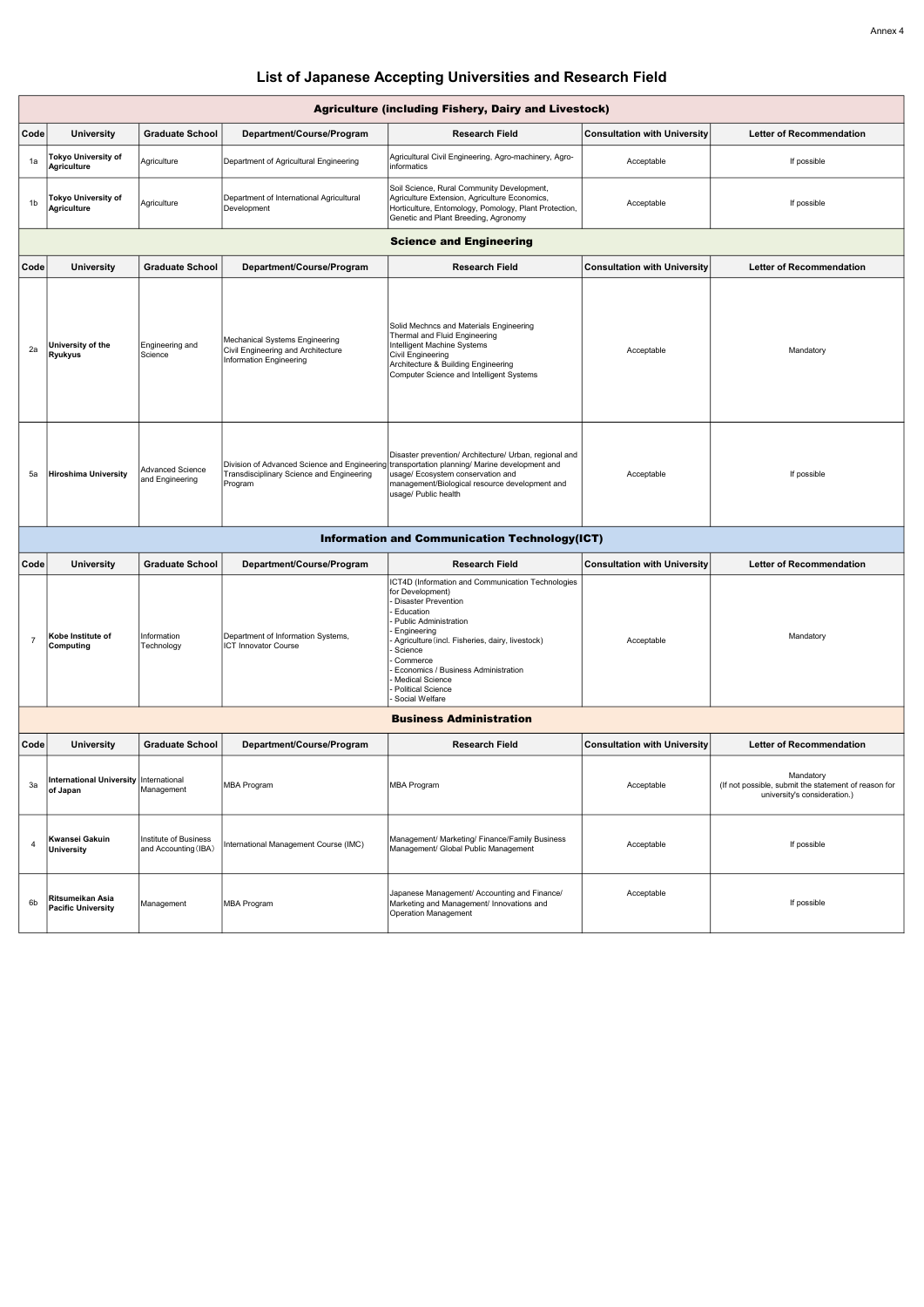Annex 4

# List of Japanese Accepting Universities and Research Field

| Code | University | Graduate School | Department/Course/Program | Research Field | Consultation with University | Letter of Recommendation |
|---|---|---|---|---|---|---|
| **Agriculture (including Fishery, Dairy and Livestock)** | | | | | | |
| 1a | **Tokyo University of Agriculture** | Agriculture | Department of Agricultural Engineering | Agricultural Civil Engineering, Agro-machinery, Agro-informatics | Acceptable | If possible |
| 1b | **Tokyo University of Agriculture** | Agriculture | Department of International Agricultural Development | Soil Science, Rural Community Development, Agriculture Extension, Agriculture Economics, Horticulture, Entomology, Pomology, Plant Protection, Genetic and Plant Breeding, Agronomy | Acceptable | If possible |
| **Science and Engineering** | | | | | | |
| 2a | **University of the Ryukyus** | Engineering and Science | Mechanical Systems Engineering<br>Civil Engineering and Architecture<br>Information Engineering | Solid Mechncs and Materials Engineering<br>Thermal and Fluid Engineering<br>Intelligent Machine Systems<br>Civil Engineering<br>Architecture & Building Engineering<br>Computer Science and Intelligent Systems | Acceptable | Mandatory |
| 5a | **Hiroshima University** | Advanced Science and Engineering | Division of Advanced Science and Engineering<br>Transdisciplinary Science and Engineering Program | Disaster prevention/ Architecture/ Urban, regional and transportation planning/ Marine development and usage/ Ecosystem conservation and management/Biological resource development and usage/ Public health | Acceptable | If possible |
| **Information and Communication Technology(ICT)** | | | | | | |
| 7 | **Kobe Institute of Computing** | Information Technology | Department of Information Systems, ICT Innovator Course | ICT4D (Information and Communication Technologies for Development)<br>- Disaster Prevention<br>- Education<br>- Public Administration<br>- Engineering<br>- Agriculture（incl. Fisheries, dairy, livestock)<br>- Science<br>- Commerce<br>- Economics / Business Administration<br>- Medical Science<br>- Political Science<br>- Social Welfare | Acceptable | Mandatory |
| **Business Administration** | | | | | | |
| 3a | **International University of Japan** | International Management | MBA Program | MBA Program | Acceptable | Mandatory<br>(If not possible, submit the statement of reason for university's consideration.) |
| 4 | **Kwansei Gakuin University** | Institute of Business and Accounting（IBA） | International Management Course (IMC) | Management/ Marketing/ Finance/Family Business Management/ Global Public Management | Acceptable | If possible |
| 6b | **Ritsumeikan Asia Pacific University** | Management | MBA Program | Japanese Management/ Accounting and Finance/ Marketing and Management/ Innovations and Operation Management | Acceptable | If possible |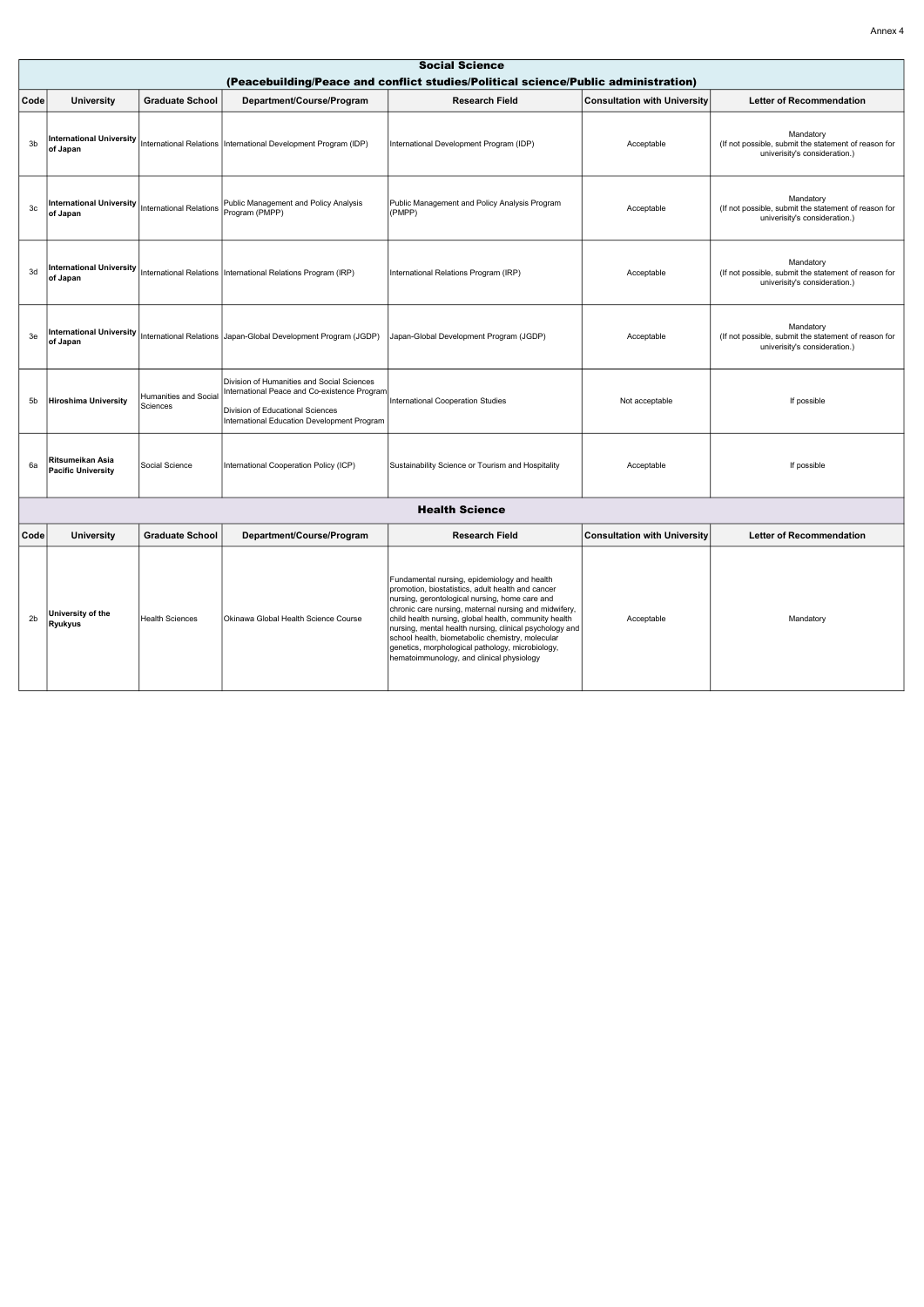Annex 4

## Social Science
### (Peacebuilding/Peace and conflict studies/Political science/Public administration)

| Code | University | Graduate School | Department/Course/Program | Research Field | Consultation with University | Letter of Recommendation |
|---|---|---|---|---|---|---|
| 3b | **International University of Japan** | International Relations | International Development Program (IDP) | International Development Program (IDP) | Acceptable | Mandatory (If not possible, submit the statement of reason for univerisity's consideration.) |
| 3c | **International University of Japan** | International Relations | Public Management and Policy Analysis Program (PMPP) | Public Management and Policy Analysis Program (PMPP) | Acceptable | Mandatory (If not possible, submit the statement of reason for univerisity's consideration.) |
| 3d | **International University of Japan** | International Relations | International Relations Program (IRP) | International Relations Program (IRP) | Acceptable | Mandatory (If not possible, submit the statement of reason for univerisity's consideration.) |
| 3e | **International University of Japan** | International Relations | Japan-Global Development Program (JGDP) | Japan-Global Development Program (JGDP) | Acceptable | Mandatory (If not possible, submit the statement of reason for univerisity's consideration.) |
| 5b | **Hiroshima University** | Humanities and Social Sciences | Division of Humanities and Social Sciences International Peace and Co-existence Program<br>Division of Educational Sciences International Education Development Program | International Cooperation Studies | Not acceptable | If possible |
| 6a | **Ritsumeikan Asia Pacific University** | Social Science | International Cooperation Policy (ICP) | Sustainability Science or Tourism and Hospitality | Acceptable | If possible |

## Health Science

| Code | University | Graduate School | Department/Course/Program | Research Field | Consultation with University | Letter of Recommendation |
|---|---|---|---|---|---|---|
| 2b | **University of the Ryukyus** | Health Sciences | Okinawa Global Health Science Course | Fundamental nursing, epidemiology and health promotion, biostatistics, adult health and cancer nursing, gerontological nursing, home care and chronic care nursing, maternal nursing and midwifery, child health nursing, global health, community health nursing, mental health nursing, clinical psychology and school health, biometabolic chemistry, molecular genetics, morphological pathology, microbiology, hematoimmunology, and clinical physiology | Acceptable | Mandatory |